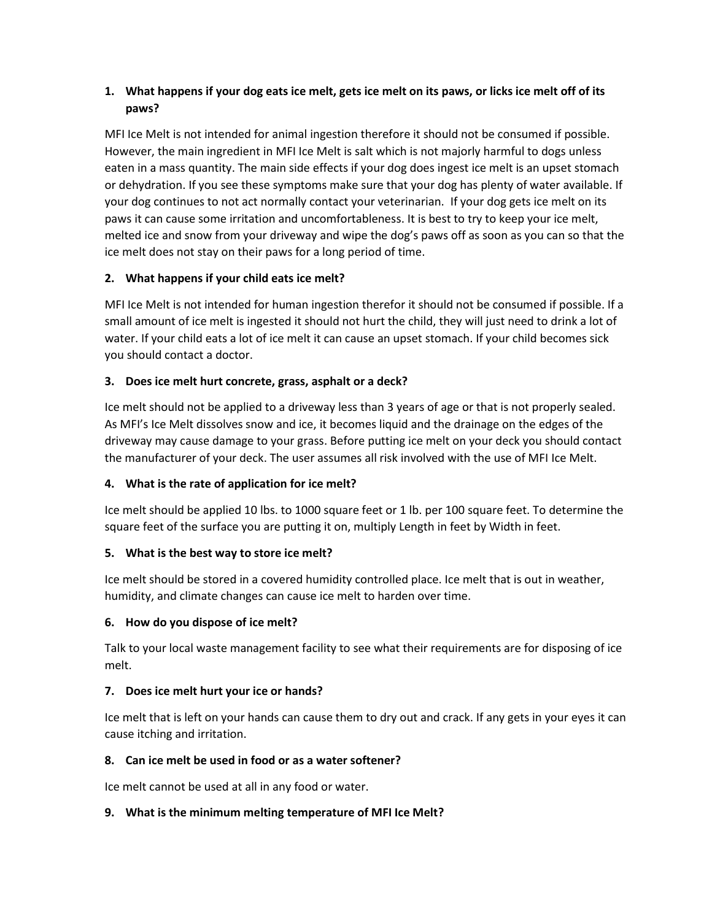1. **What happens if your dog eats ice melt, gets ice melt on its paws, or licks ice melt off of its paws?**

MFI Ice Melt is not intended for animal ingestion therefore it should not be consumed if possible. However, the main ingredient in MFI Ice Melt is salt which is not majorly harmful to dogs unless eaten in a mass quantity. The main side effects if your dog does ingest ice melt is an upset stomach or dehydration. If you see these symptoms make sure that your dog has plenty of water available. If your dog continues to not act normally contact your veterinarian. If your dog gets ice melt on its paws it can cause some irritation and uncomfortableness. It is best to try to keep your ice melt, melted ice and snow from your driveway and wipe the dog's paws off as soon as you can so that the ice melt does not stay on their paws for a long period of time.

2. **What happens if your child eats ice melt?**

MFI Ice Melt is not intended for human ingestion therefor it should not be consumed if possible. If a small amount of ice melt is ingested it should not hurt the child, they will just need to drink a lot of water. If your child eats a lot of ice melt it can cause an upset stomach. If your child becomes sick you should contact a doctor.

3. **Does ice melt hurt concrete, grass, asphalt or a deck?**

Ice melt should not be applied to a driveway less than 3 years of age or that is not properly sealed. As MFI's Ice Melt dissolves snow and ice, it becomes liquid and the drainage on the edges of the driveway may cause damage to your grass. Before putting ice melt on your deck you should contact the manufacturer of your deck. The user assumes all risk involved with the use of MFI Ice Melt.

4. **What is the rate of application for ice melt?**

Ice melt should be applied 10 lbs. to 1000 square feet or 1 lb. per 100 square feet. To determine the square feet of the surface you are putting it on, multiply Length in feet by Width in feet.

5. **What is the best way to store ice melt?**

Ice melt should be stored in a covered humidity controlled place. Ice melt that is out in weather, humidity, and climate changes can cause ice melt to harden over time.

6. **How do you dispose of ice melt?**

Talk to your local waste management facility to see what their requirements are for disposing of ice melt.

7. **Does ice melt hurt your ice or hands?**

Ice melt that is left on your hands can cause them to dry out and crack. If any gets in your eyes it can cause itching and irritation.

8. **Can ice melt be used in food or as a water softener?**

Ice melt cannot be used at all in any food or water.

9. **What is the minimum melting temperature of MFI Ice Melt?**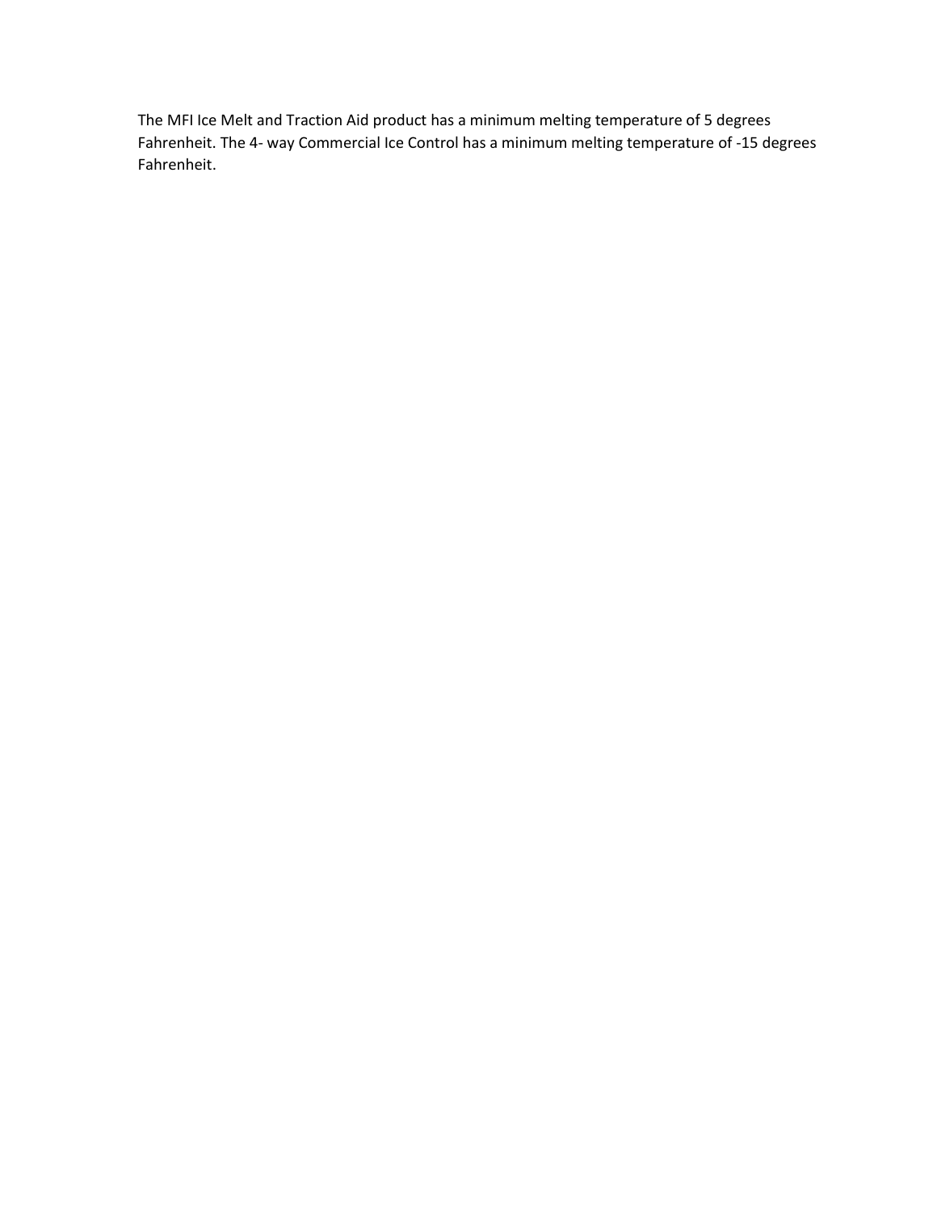The MFI Ice Melt and Traction Aid product has a minimum melting temperature of 5 degrees Fahrenheit. The 4- way Commercial Ice Control has a minimum melting temperature of -15 degrees Fahrenheit.